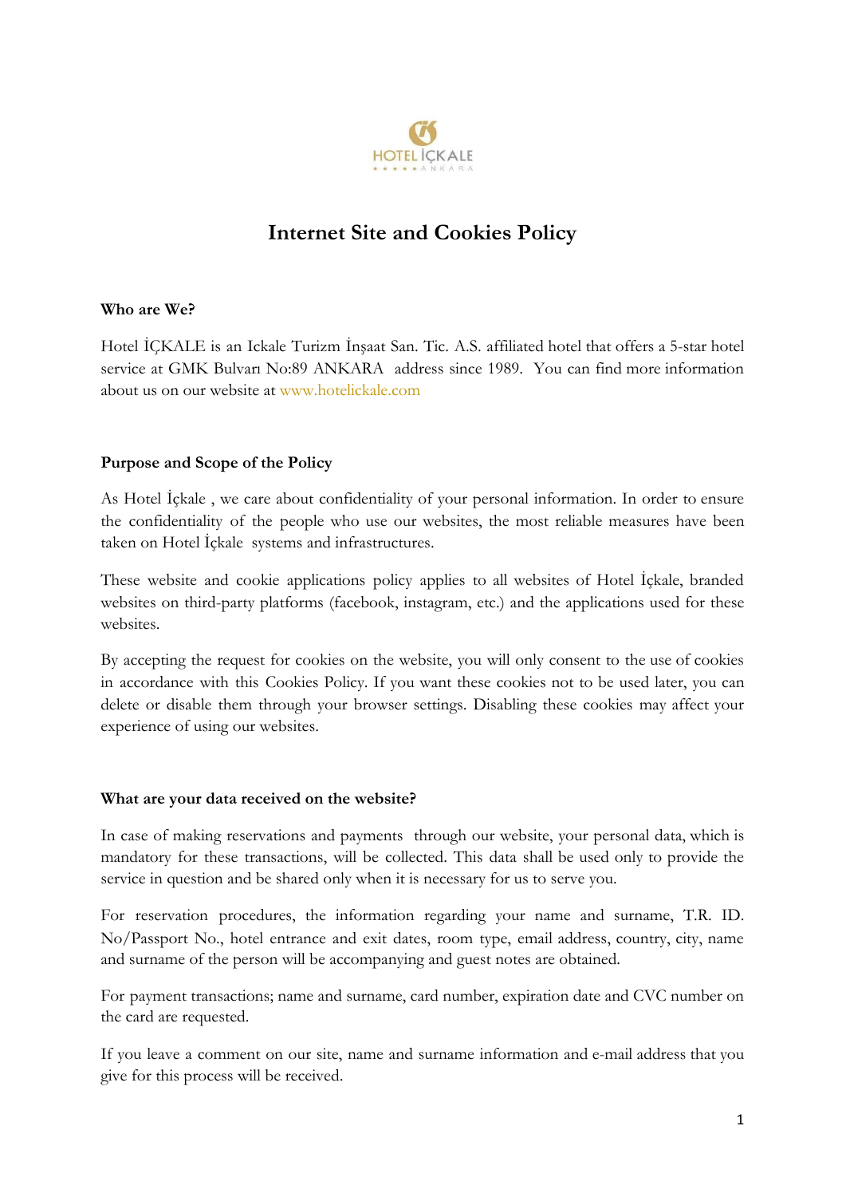# Internet Site and Cookies Policy

**Who are We?**

Hotel İÇKALE is an Ickale Turizm İnşaat San. Tic. A.S. affiliated hotel that offers a 5-star hotel service at GMK Bulvarı No:89 ANKARA address since 1989. You can find more information about us on our website at www.hotelickale.com

**Purpose and Scope of the Policy**

As Hotel İçkale , we care about confidentiality of your personal information. In order to ensure the confidentiality of the people who use our websites, the most reliable measures have been taken on Hotel İçkale systems and infrastructures.

These website and cookie applications policy applies to all websites of Hotel İçkale, branded websites on third-party platforms (facebook, instagram, etc.) and the applications used for these websites.

By accepting the request for cookies on the website, you will only consent to the use of cookies in accordance with this Cookies Policy. If you want these cookies not to be used later, you can delete or disable them through your browser settings. Disabling these cookies may affect your experience of using our websites.

**What are your data received on the website?**

In case of making reservations and payments through our website, your personal data, which is mandatory for these transactions, will be collected. This data shall be used only to provide the service in question and be shared only when it is necessary for us to serve you.

For reservation procedures, the information regarding your name and surname, T.R. ID. No/Passport No., hotel entrance and exit dates, room type, email address, country, city, name and surname of the person will be accompanying and guest notes are obtained.

For payment transactions; name and surname, card number, expiration date and CVC number on the card are requested.

If you leave a comment on our site, name and surname information and e-mail address that you give for this process will be received.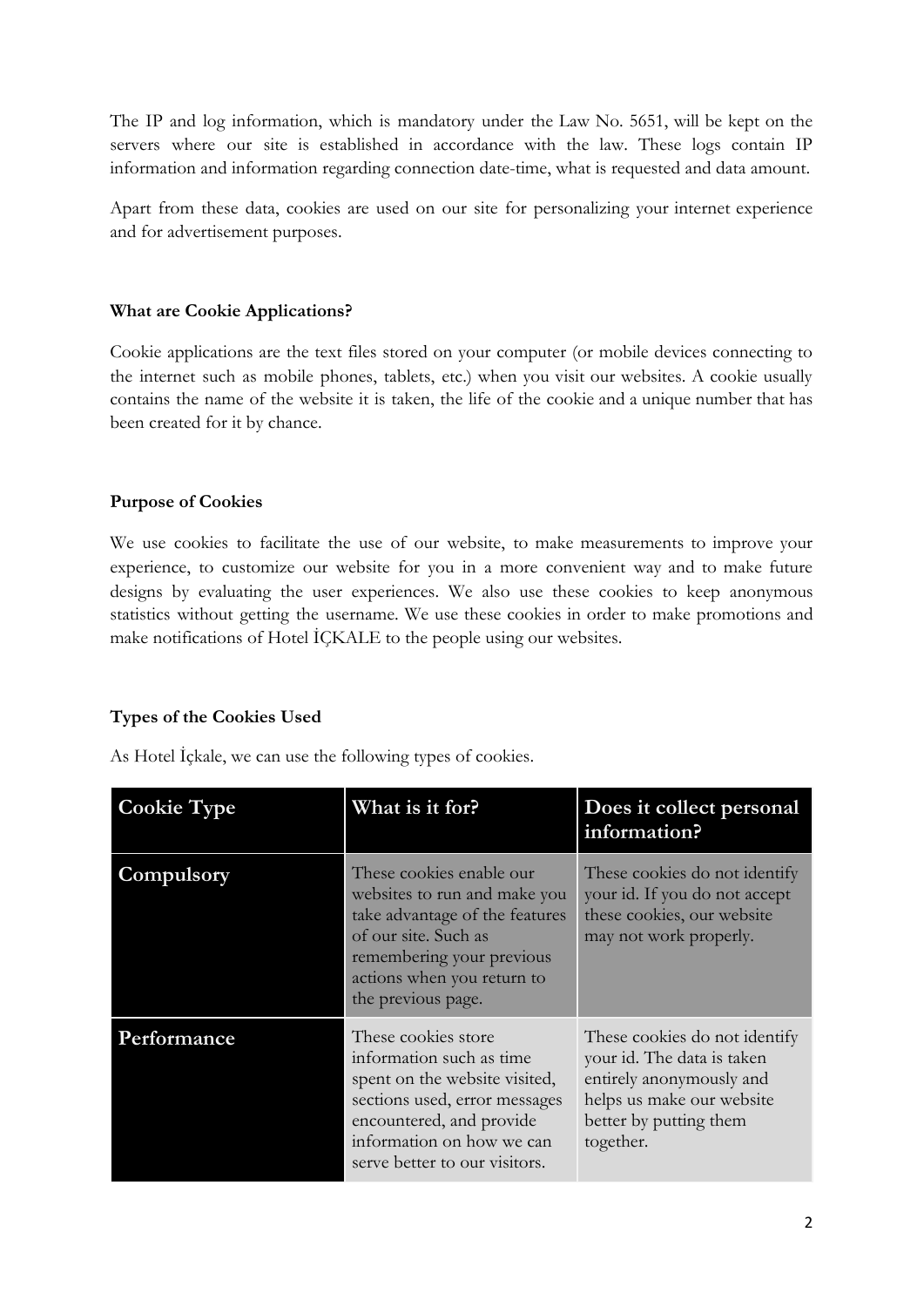The IP and log information, which is mandatory under the Law No. 5651, will be kept on the servers where our site is established in accordance with the law. These logs contain IP information and information regarding connection date-time, what is requested and data amount.

Apart from these data, cookies are used on our site for personalizing your internet experience and for advertisement purposes.

**What are Cookie Applications?**

Cookie applications are the text files stored on your computer (or mobile devices connecting to the internet such as mobile phones, tablets, etc.) when you visit our websites. A cookie usually contains the name of the website it is taken, the life of the cookie and a unique number that has been created for it by chance.

**Purpose of Cookies**

We use cookies to facilitate the use of our website, to make measurements to improve your experience, to customize our website for you in a more convenient way and to make future designs by evaluating the user experiences. We also use these cookies to keep anonymous statistics without getting the username. We use these cookies in order to make promotions and make notifications of Hotel İÇKALE to the people using our websites.

**Types of the Cookies Used**

As Hotel İçkale, we can use the following types of cookies.

| Cookie Type | What is it for? | Does it collect personal information? |
|---|---|---|
| Compulsory | These cookies enable our websites to run and make you take advantage of the features of our site. Such as remembering your previous actions when you return to the previous page. | These cookies do not identify your id. If you do not accept these cookies, our website may not work properly. |
| Performance | These cookies store information such as time spent on the website visited, sections used, error messages encountered, and provide information on how we can serve better to our visitors. | These cookies do not identify your id. The data is taken entirely anonymously and helps us make our website better by putting them together. |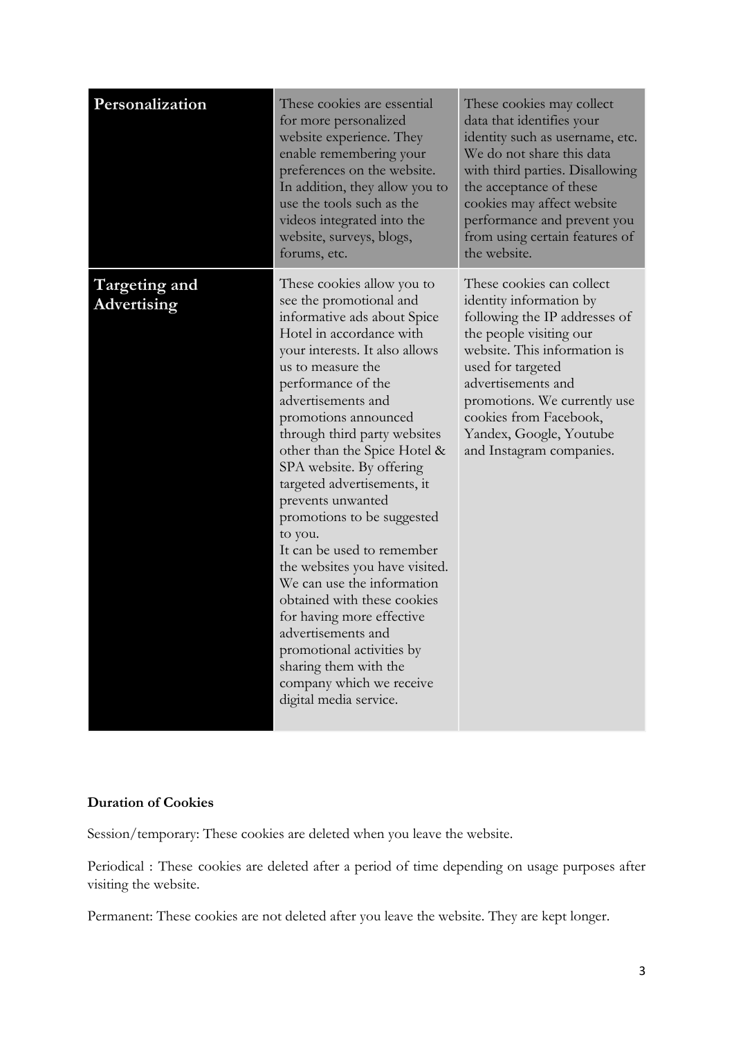| Personalization | These cookies are essential for more personalized website experience. They enable remembering your preferences on the website. In addition, they allow you to use the tools such as the videos integrated into the website, surveys, blogs, forums, etc. | These cookies may collect data that identifies your identity such as username, etc. We do not share this data with third parties. Disallowing the acceptance of these cookies may affect website performance and prevent you from using certain features of the website. |
|---|---|---|
| Targeting and Advertising | These cookies allow you to see the promotional and informative ads about Spice Hotel in accordance with your interests. It also allows us to measure the performance of the advertisements and promotions announced through third party websites other than the Spice Hotel & SPA website. By offering targeted advertisements, it prevents unwanted promotions to be suggested to you.<br>It can be used to remember the websites you have visited. We can use the information obtained with these cookies for having more effective advertisements and promotional activities by sharing them with the company which we receive digital media service. | These cookies can collect identity information by following the IP addresses of the people visiting our website. This information is used for targeted advertisements and promotions. We currently use cookies from Facebook, Yandex, Google, Youtube and Instagram companies. |

**Duration of Cookies**

Session/temporary: These cookies are deleted when you leave the website.

Periodical : These cookies are deleted after a period of time depending on usage purposes after visiting the website.

Permanent: These cookies are not deleted after you leave the website. They are kept longer.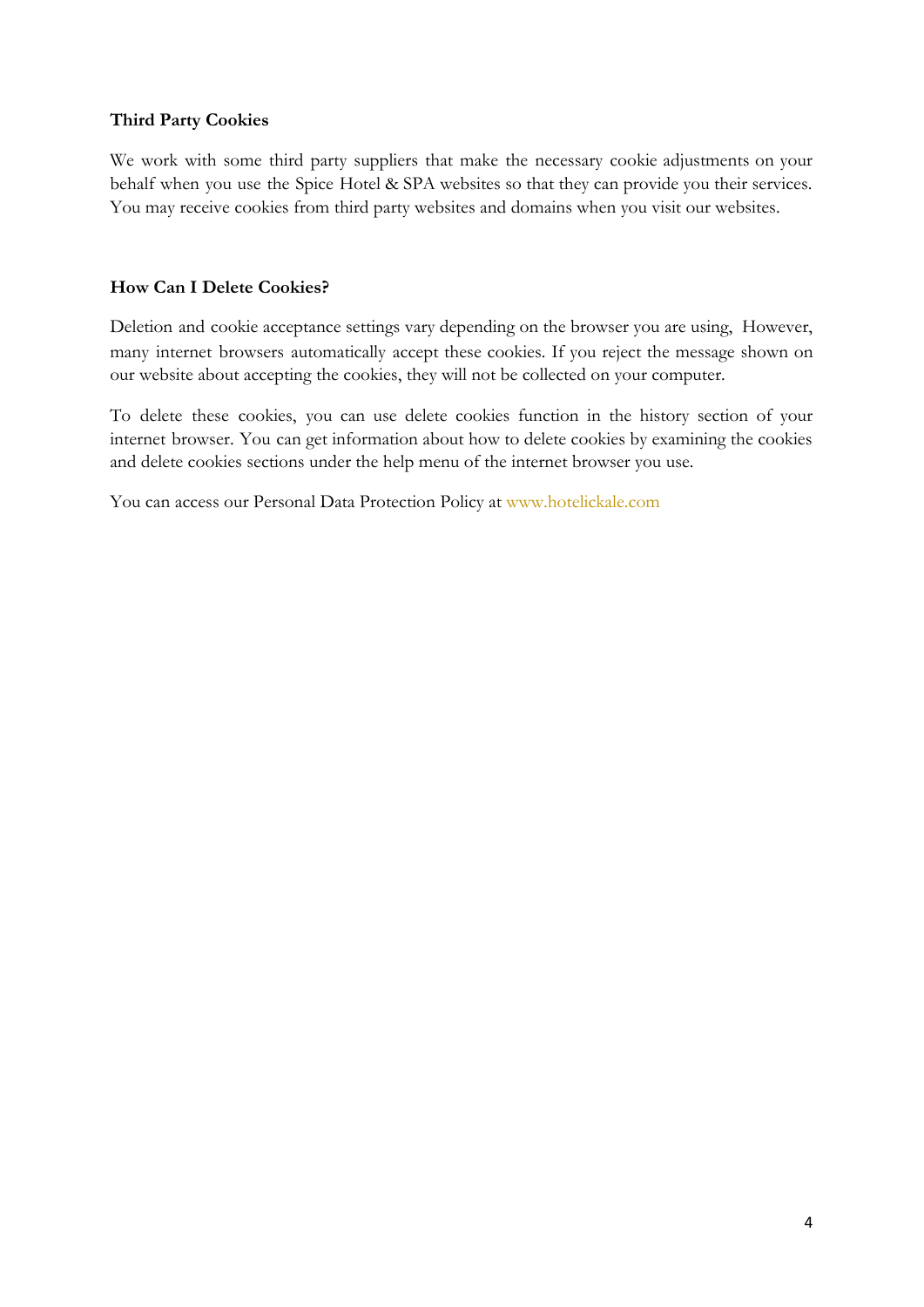**Third Party Cookies**

We work with some third party suppliers that make the necessary cookie adjustments on your behalf when you use the Spice Hotel & SPA websites so that they can provide you their services. You may receive cookies from third party websites and domains when you visit our websites.

**How Can I Delete Cookies?**

Deletion and cookie acceptance settings vary depending on the browser you are using, However, many internet browsers automatically accept these cookies. If you reject the message shown on our website about accepting the cookies, they will not be collected on your computer.

To delete these cookies, you can use delete cookies function in the history section of your internet browser. You can get information about how to delete cookies by examining the cookies and delete cookies sections under the help menu of the internet browser you use.

You can access our Personal Data Protection Policy at www.hotelickale.com